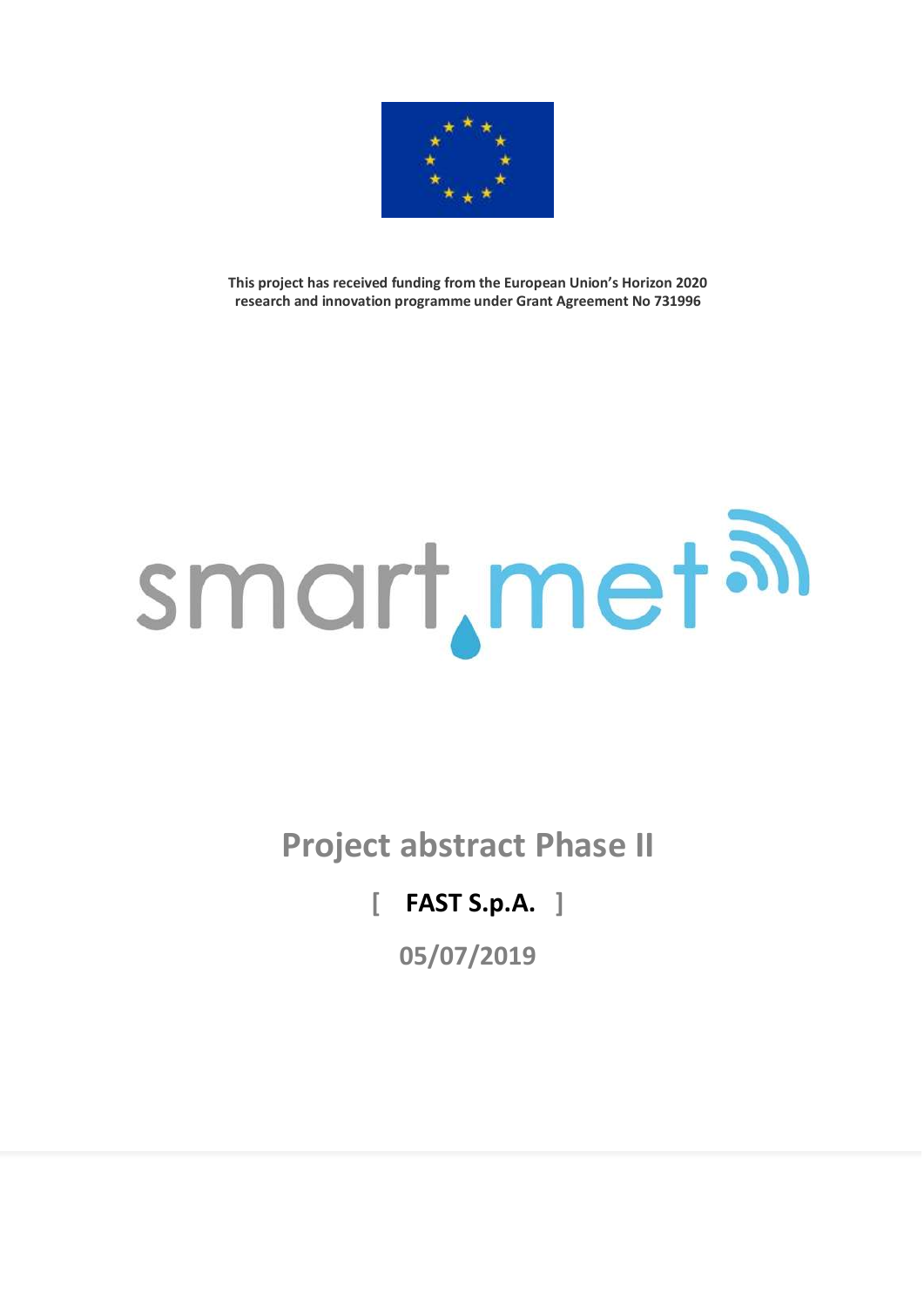**This project has received funding from the European Union's Horizon 2020 research and innovation programme under Grant Agreement No 731996**

smart.met

# Project abstract Phase II

## [ FAST S.p.A. ]

### 05/07/2019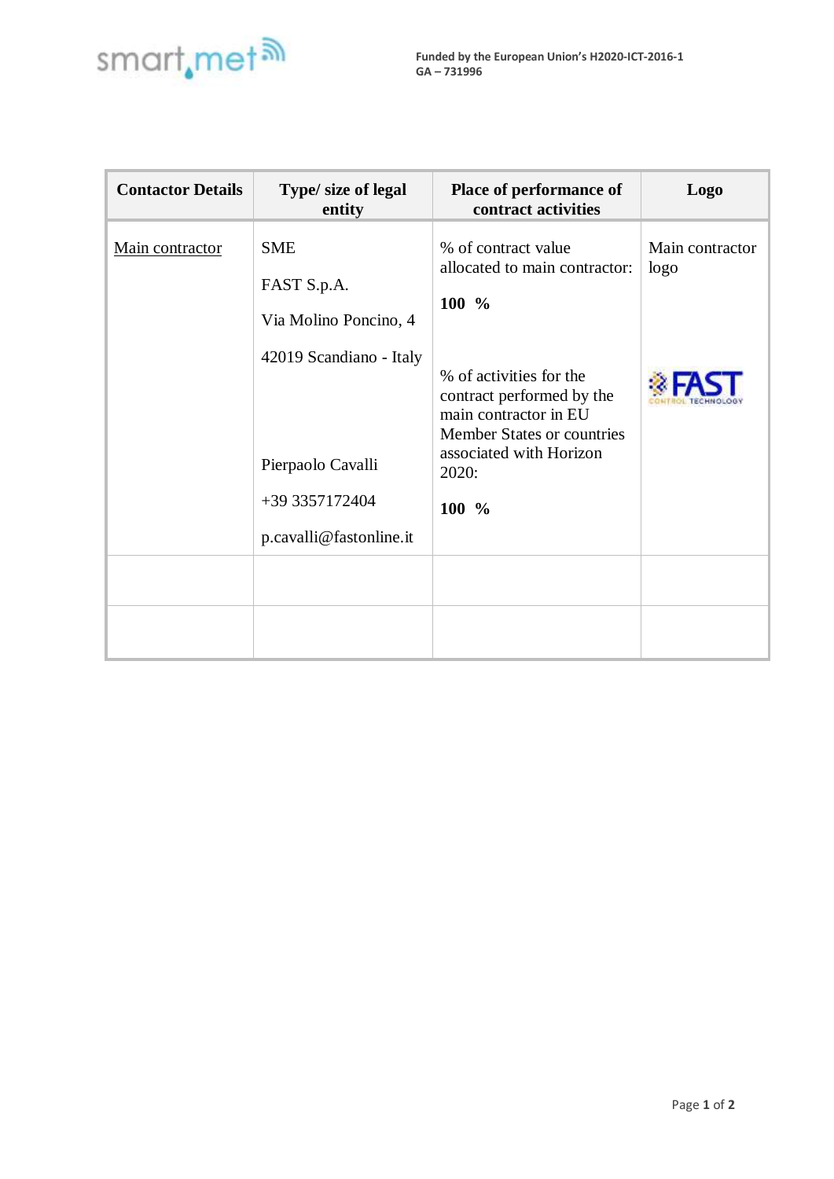| Contactor Details | Type/ size of legal entity | Place of performance of contract activities | Logo |
|---|---|---|---|
| Main contractor | SME<br><br>FAST S.p.A.<br><br>Via Molino Poncino, 4<br><br>42019 Scandiano - Italy<br><br>Pierpaolo Cavalli<br><br>+39 3357172404<br><br>p.cavalli@fastonline.it | % of contract value allocated to main contractor:<br><br>**100 %**<br><br>% of activities for the contract performed by the main contractor in EU Member States or countries associated with Horizon 2020:<br><br>**100 %** | Main contractor logo |
| | | | |
| | | | |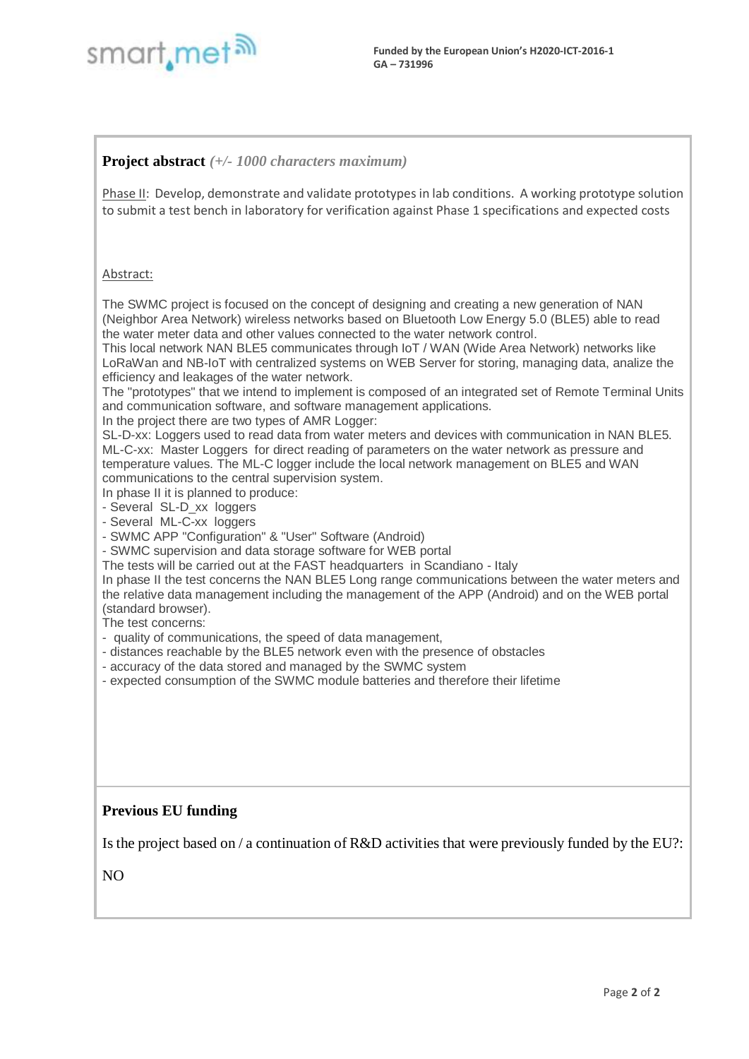**Project abstract** *(+/- 1000 characters maximum)*

Phase II: Develop, demonstrate and validate prototypes in lab conditions. A working prototype solution to submit a test bench in laboratory for verification against Phase 1 specifications and expected costs

Abstract:

The SWMC project is focused on the concept of designing and creating a new generation of NAN (Neighbor Area Network) wireless networks based on Bluetooth Low Energy 5.0 (BLE5) able to read the water meter data and other values connected to the water network control.
This local network NAN BLE5 communicates through IoT / WAN (Wide Area Network) networks like LoRaWan and NB-IoT with centralized systems on WEB Server for storing, managing data, analize the efficiency and leakages of the water network.
The "prototypes" that we intend to implement is composed of an integrated set of Remote Terminal Units and communication software, and software management applications.
In the project there are two types of AMR Logger:
SL-D-xx: Loggers used to read data from water meters and devices with communication in NAN BLE5.
ML-C-xx: Master Loggers for direct reading of parameters on the water network as pressure and temperature values. The ML-C logger include the local network management on BLE5 and WAN communications to the central supervision system.
In phase II it is planned to produce:
- Several SL-D_xx loggers
- Several ML-C-xx loggers
- SWMC APP "Configuration" & "User" Software (Android)
- SWMC supervision and data storage software for WEB portal

The tests will be carried out at the FAST headquarters in Scandiano - Italy
In phase II the test concerns the NAN BLE5 Long range communications between the water meters and the relative data management including the management of the APP (Android) and on the WEB portal (standard browser).
The test concerns:
- quality of communications, the speed of data management,
- distances reachable by the BLE5 network even with the presence of obstacles
- accuracy of the data stored and managed by the SWMC system
- expected consumption of the SWMC module batteries and therefore their lifetime

**Previous EU funding**

Is the project based on / a continuation of R&D activities that were previously funded by the EU?:

NO